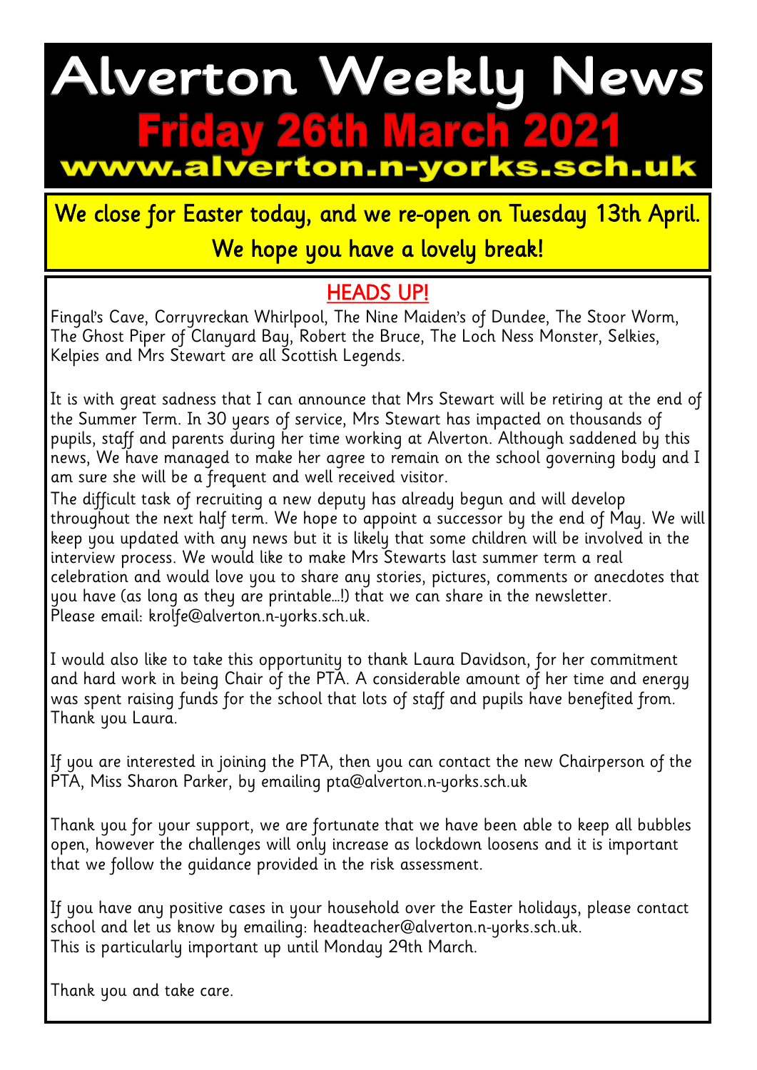# Alverton Weekly News

## Friday 26th March 2021

**www.alverton.n-yorks.sch.uk**

**We close for Easter today, and we re-open on Tuesday 13th April. We hope you have a lovely break!**

## HEADS UP!

Fingal's Cave, Corryvreckan Whirlpool, The Nine Maiden's of Dundee, The Stoor Worm, The Ghost Piper of Clanyard Bay, Robert the Bruce, The Loch Ness Monster, Selkies, Kelpies and Mrs Stewart are all Scottish Legends.

It is with great sadness that I can announce that Mrs Stewart will be retiring at the end of the Summer Term. In 30 years of service, Mrs Stewart has impacted on thousands of pupils, staff and parents during her time working at Alverton. Although saddened by this news, We have managed to make her agree to remain on the school governing body and I am sure she will be a frequent and well received visitor.

The difficult task of recruiting a new deputy has already begun and will develop throughout the next half term. We hope to appoint a successor by the end of May. We will keep you updated with any news but it is likely that some children will be involved in the interview process. We would like to make Mrs Stewarts last summer term a real celebration and would love you to share any stories, pictures, comments or anecdotes that you have (as long as they are printable…!) that we can share in the newsletter. Please email: krolfe@alverton.n-yorks.sch.uk.

I would also like to take this opportunity to thank Laura Davidson, for her commitment and hard work in being Chair of the PTA. A considerable amount of her time and energy was spent raising funds for the school that lots of staff and pupils have benefited from. Thank you Laura.

If you are interested in joining the PTA, then you can contact the new Chairperson of the PTA, Miss Sharon Parker, by emailing pta@alverton.n-yorks.sch.uk

Thank you for your support, we are fortunate that we have been able to keep all bubbles open, however the challenges will only increase as lockdown loosens and it is important that we follow the guidance provided in the risk assessment.

If you have any positive cases in your household over the Easter holidays, please contact school and let us know by emailing: headteacher@alverton.n-yorks.sch.uk.
This is particularly important up until Monday 29th March.

Thank you and take care.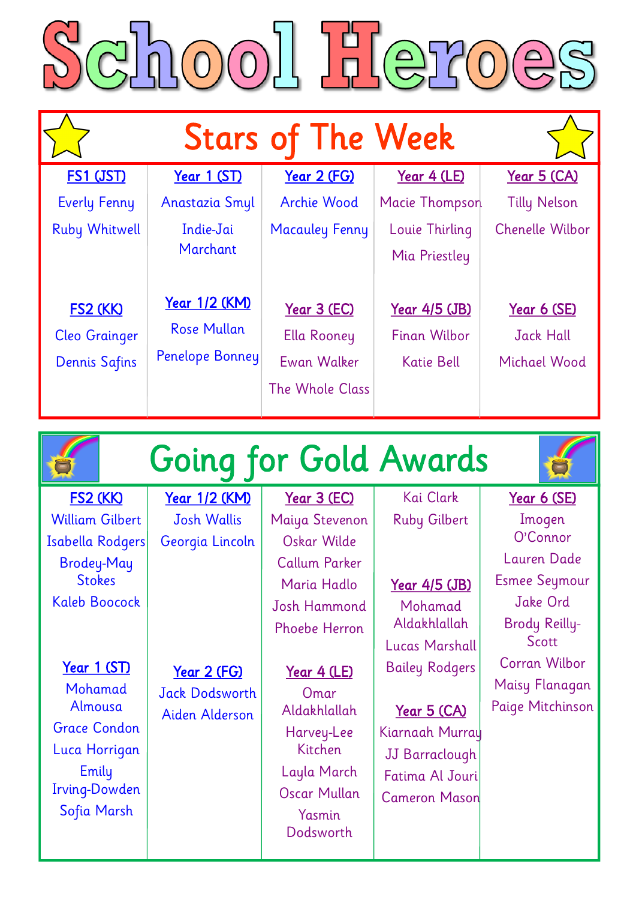# School Heroes

## Stars of The Week

**FS1 (JST)**
Everly Fenny
Ruby Whitwell

**FS2 (KK)**
Cleo Grainger
Dennis Safins

**Year 1 (ST)**
Anastazia Smyl
Indie-Jai Marchant

**Year 1/2 (KM)**
Rose Mullan
Penelope Bonney

**Year 2 (FG)**
Archie Wood
Macauley Fenny

**Year 3 (EC)**
Ella Rooney
Ewan Walker
The Whole Class

**Year 4 (LE)**
Macie Thompson
Louie Thirling
Mia Priestley

**Year 4/5 (JB)**
Finan Wilbor
Katie Bell

**Year 5 (CA)**
Tilly Nelson
Chenelle Wilbor

**Year 6 (SE)**
Jack Hall
Michael Wood

## Going for Gold Awards

**FS2 (KK)**
William Gilbert
Isabella Rodgers
Brodey-May Stokes
Kaleb Boocock

**Year 1 (ST)**
Mohamad Almousa
Grace Condon
Luca Horrigan
Emily Irving-Dowden
Sofia Marsh

**Year 1/2 (KM)**
Josh Wallis
Georgia Lincoln

**Year 2 (FG)**
Jack Dodsworth
Aiden Alderson

**Year 3 (EC)**
Maiya Stevenon
Oskar Wilde
Callum Parker
Maria Hadlo
Josh Hammond
Phoebe Herron

**Year 4 (LE)**
Omar Aldakhlallah
Harvey-Lee Kitchen
Layla March
Oscar Mullan
Yasmin Dodsworth
Kai Clark
Ruby Gilbert

**Year 4/5 (JB)**
Mohamad Aldakhlallah
Lucas Marshall
Bailey Rodgers

**Year 5 (CA)**
Kiarnaah Murray
JJ Barraclough
Fatima Al Jouri
Cameron Mason

**Year 6 (SE)**
Imogen O'Connor
Lauren Dade
Esmee Seymour
Jake Ord
Brody Reilly-Scott
Corran Wilbor
Maisy Flanagan
Paige Mitchinson